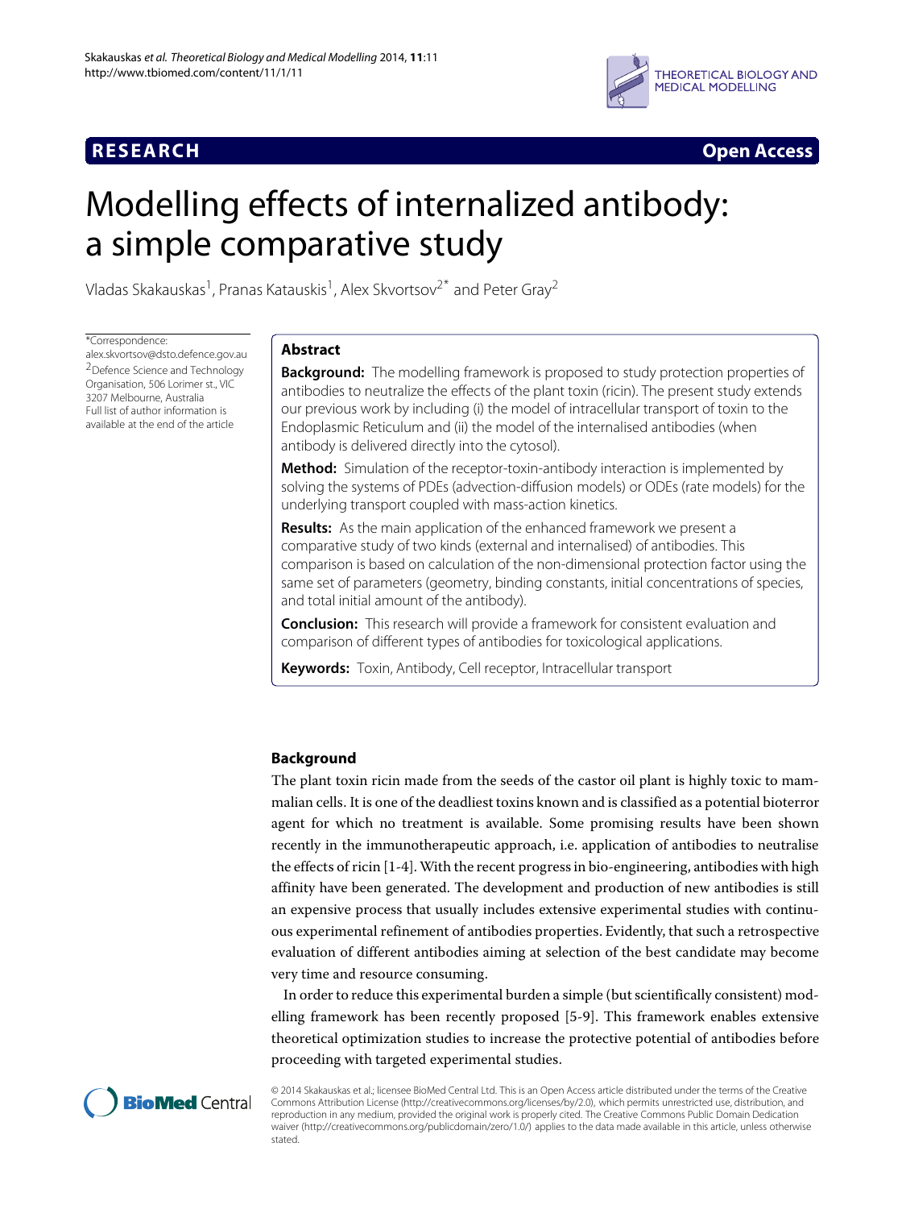**RESEARCH** **Open Access**

# Modelling effects of internalized antibody: a simple comparative study

Vladas Skakauskas[1], Pranas Katauskis[1], Alex Skvortsov[2*] and Peter Gray[2]

*Correspondence: alex.skvortsov@dsto.defence.gov.au
[2]Defence Science and Technology Organisation, 506 Lorimer st., VIC 3207 Melbourne, Australia
Full list of author information is available at the end of the article

## Abstract

**Background:** The modelling framework is proposed to study protection properties of antibodies to neutralize the effects of the plant toxin (ricin). The present study extends our previous work by including (i) the model of intracellular transport of toxin to the Endoplasmic Reticulum and (ii) the model of the internalised antibodies (when antibody is delivered directly into the cytosol).

**Method:** Simulation of the receptor-toxin-antibody interaction is implemented by solving the systems of PDEs (advection-diffusion models) or ODEs (rate models) for the underlying transport coupled with mass-action kinetics.

**Results:** As the main application of the enhanced framework we present a comparative study of two kinds (external and internalised) of antibodies. This comparison is based on calculation of the non-dimensional protection factor using the same set of parameters (geometry, binding constants, initial concentrations of species, and total initial amount of the antibody).

**Conclusion:** This research will provide a framework for consistent evaluation and comparison of different types of antibodies for toxicological applications.

**Keywords:** Toxin, Antibody, Cell receptor, Intracellular transport

## Background

The plant toxin ricin made from the seeds of the castor oil plant is highly toxic to mammalian cells. It is one of the deadliest toxins known and is classified as a potential bioterror agent for which no treatment is available. Some promising results have been shown recently in the immunotherapeutic approach, i.e. application of antibodies to neutralise the effects of ricin [1-4]. With the recent progress in bio-engineering, antibodies with high affinity have been generated. The development and production of new antibodies is still an expensive process that usually includes extensive experimental studies with continuous experimental refinement of antibodies properties. Evidently, that such a retrospective evaluation of different antibodies aiming at selection of the best candidate may become very time and resource consuming.

In order to reduce this experimental burden a simple (but scientifically consistent) modelling framework has been recently proposed [5-9]. This framework enables extensive theoretical optimization studies to increase the protective potential of antibodies before proceeding with targeted experimental studies.

© 2014 Skakauskas et al.; licensee BioMed Central Ltd. This is an Open Access article distributed under the terms of the Creative Commons Attribution License (http://creativecommons.org/licenses/by/2.0), which permits unrestricted use, distribution, and reproduction in any medium, provided the original work is properly cited. The Creative Commons Public Domain Dedication waiver (http://creativecommons.org/publicdomain/zero/1.0/) applies to the data made available in this article, unless otherwise stated.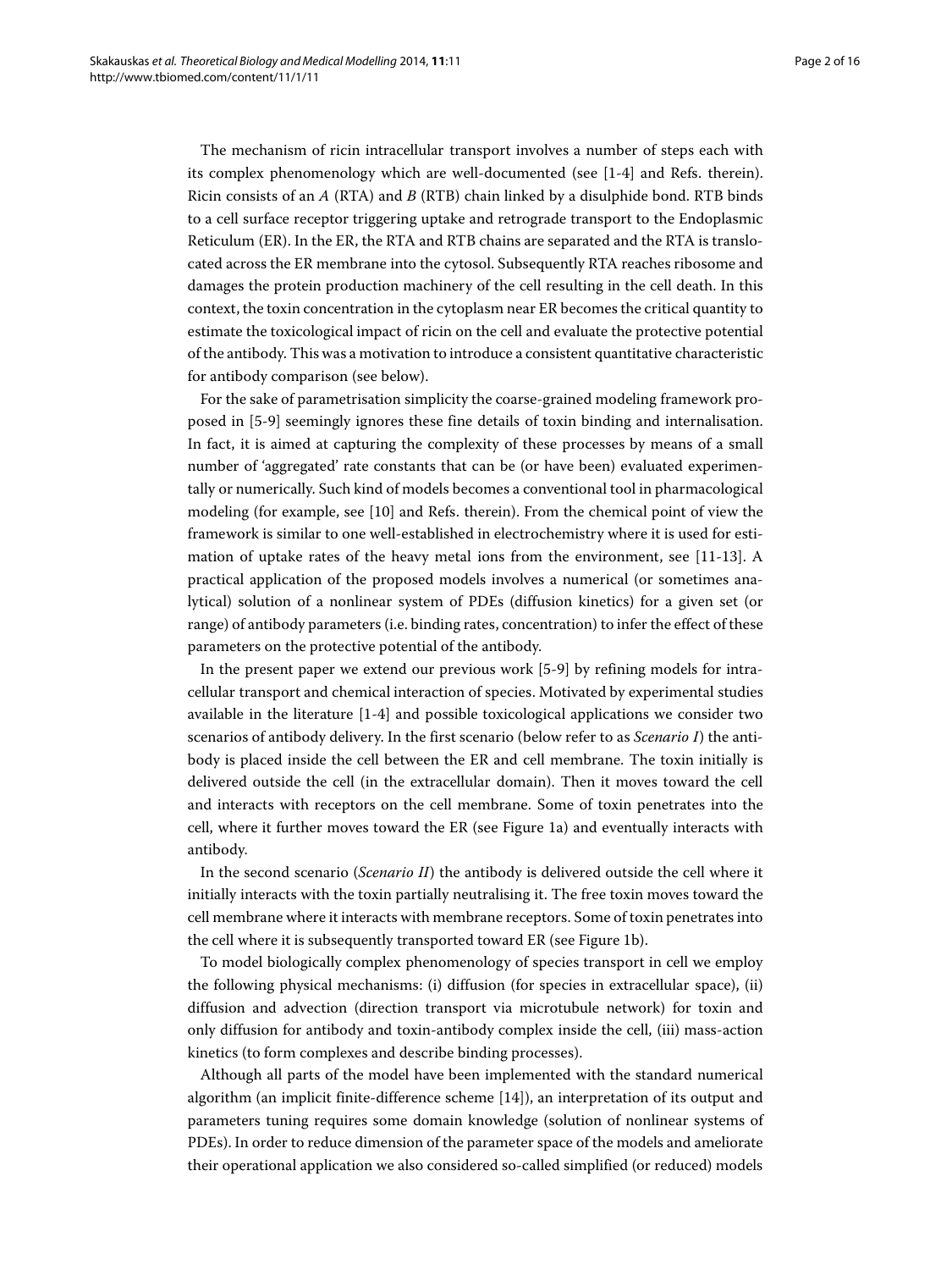The mechanism of ricin intracellular transport involves a number of steps each with its complex phenomenology which are well-documented (see [1-4] and Refs. therein). Ricin consists of an *A* (RTA) and *B* (RTB) chain linked by a disulphide bond. RTB binds to a cell surface receptor triggering uptake and retrograde transport to the Endoplasmic Reticulum (ER). In the ER, the RTA and RTB chains are separated and the RTA is translocated across the ER membrane into the cytosol. Subsequently RTA reaches ribosome and damages the protein production machinery of the cell resulting in the cell death. In this context, the toxin concentration in the cytoplasm near ER becomes the critical quantity to estimate the toxicological impact of ricin on the cell and evaluate the protective potential of the antibody. This was a motivation to introduce a consistent quantitative characteristic for antibody comparison (see below).

For the sake of parametrisation simplicity the coarse-grained modeling framework proposed in [5-9] seemingly ignores these fine details of toxin binding and internalisation. In fact, it is aimed at capturing the complexity of these processes by means of a small number of 'aggregated' rate constants that can be (or have been) evaluated experimentally or numerically. Such kind of models becomes a conventional tool in pharmacological modeling (for example, see [10] and Refs. therein). From the chemical point of view the framework is similar to one well-established in electrochemistry where it is used for estimation of uptake rates of the heavy metal ions from the environment, see [11-13]. A practical application of the proposed models involves a numerical (or sometimes analytical) solution of a nonlinear system of PDEs (diffusion kinetics) for a given set (or range) of antibody parameters (i.e. binding rates, concentration) to infer the effect of these parameters on the protective potential of the antibody.

In the present paper we extend our previous work [5-9] by refining models for intracellular transport and chemical interaction of species. Motivated by experimental studies available in the literature [1-4] and possible toxicological applications we consider two scenarios of antibody delivery. In the first scenario (below refer to as *Scenario I*) the antibody is placed inside the cell between the ER and cell membrane. The toxin initially is delivered outside the cell (in the extracellular domain). Then it moves toward the cell and interacts with receptors on the cell membrane. Some of toxin penetrates into the cell, where it further moves toward the ER (see Figure 1a) and eventually interacts with antibody.

In the second scenario (*Scenario II*) the antibody is delivered outside the cell where it initially interacts with the toxin partially neutralising it. The free toxin moves toward the cell membrane where it interacts with membrane receptors. Some of toxin penetrates into the cell where it is subsequently transported toward ER (see Figure 1b).

To model biologically complex phenomenology of species transport in cell we employ the following physical mechanisms: (i) diffusion (for species in extracellular space), (ii) diffusion and advection (direction transport via microtubule network) for toxin and only diffusion for antibody and toxin-antibody complex inside the cell, (iii) mass-action kinetics (to form complexes and describe binding processes).

Although all parts of the model have been implemented with the standard numerical algorithm (an implicit finite-difference scheme [14]), an interpretation of its output and parameters tuning requires some domain knowledge (solution of nonlinear systems of PDEs). In order to reduce dimension of the parameter space of the models and ameliorate their operational application we also considered so-called simplified (or reduced) models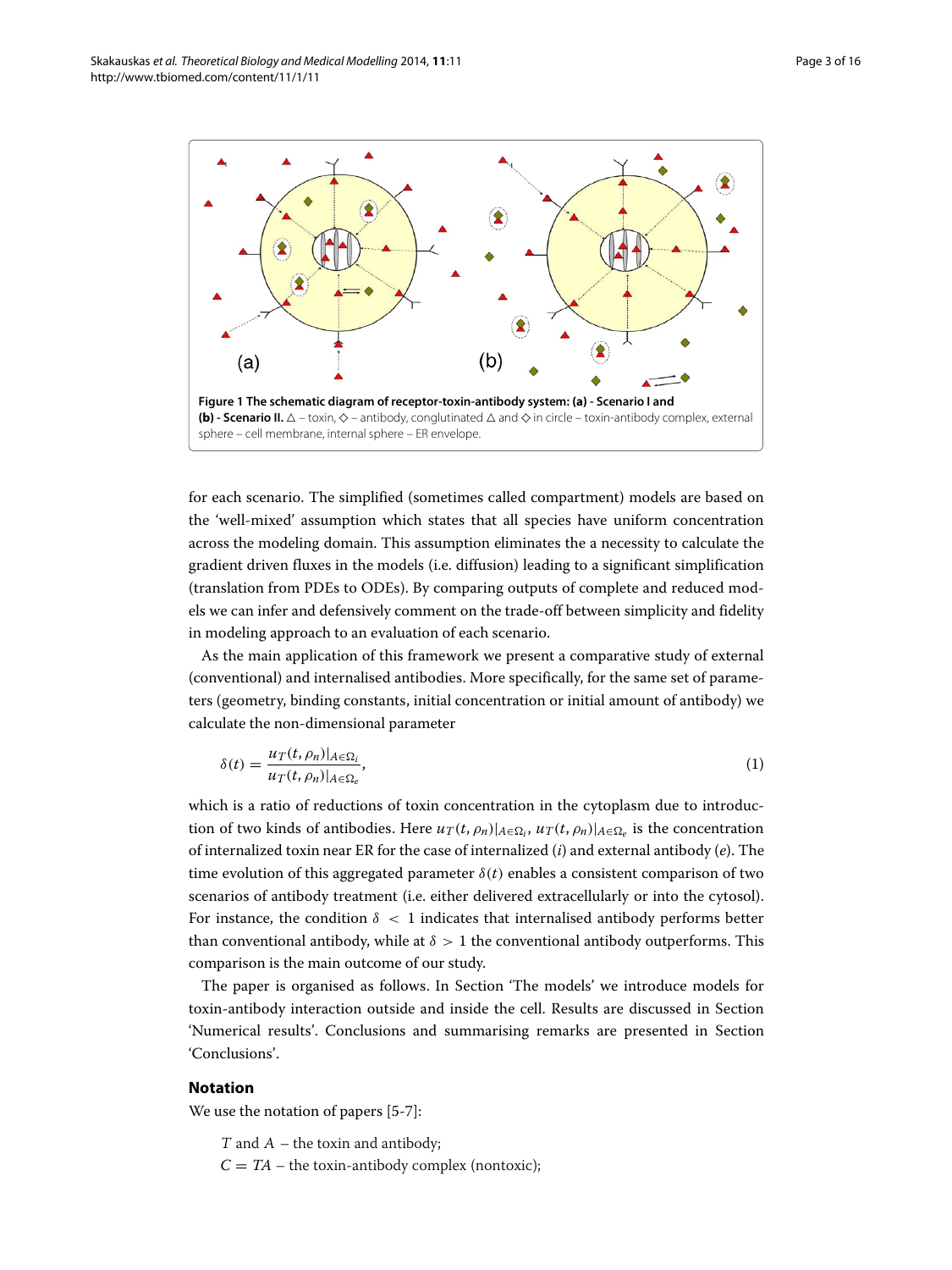**Figure 1 The schematic diagram of receptor-toxin-antibody system: (a) - Scenario I and (b) - Scenario II.** △ – toxin, ◇ – antibody, conglutinated △ and ◇ in circle – toxin-antibody complex, external sphere – cell membrane, internal sphere – ER envelope.

for each scenario. The simplified (sometimes called compartment) models are based on the 'well-mixed' assumption which states that all species have uniform concentration across the modeling domain. This assumption eliminates the a necessity to calculate the gradient driven fluxes in the models (i.e. diffusion) leading to a significant simplification (translation from PDEs to ODEs). By comparing outputs of complete and reduced models we can infer and defensively comment on the trade-off between simplicity and fidelity in modeling approach to an evaluation of each scenario.

As the main application of this framework we present a comparative study of external (conventional) and internalised antibodies. More specifically, for the same set of parameters (geometry, binding constants, initial concentration or initial amount of antibody) we calculate the non-dimensional parameter

$$\delta(t) = \frac{u_T(t, \rho_n)|_{A \in \Omega_i}}{u_T(t, \rho_n)|_{A \in \Omega_e}}, \tag{1}$$

which is a ratio of reductions of toxin concentration in the cytoplasm due to introduction of two kinds of antibodies. Here $u_T(t, \rho_n)|_{A\in\Omega_i}$, $u_T(t, \rho_n)|_{A\in\Omega_e}$ is the concentration of internalized toxin near ER for the case of internalized ($i$) and external antibody ($e$). The time evolution of this aggregated parameter $\delta(t)$ enables a consistent comparison of two scenarios of antibody treatment (i.e. either delivered extracellularly or into the cytosol). For instance, the condition $\delta < 1$ indicates that internalised antibody performs better than conventional antibody, while at $\delta > 1$ the conventional antibody outperforms. This comparison is the main outcome of our study.

The paper is organised as follows. In Section 'The models' we introduce models for toxin-antibody interaction outside and inside the cell. Results are discussed in Section 'Numerical results'. Conclusions and summarising remarks are presented in Section 'Conclusions'.

## Notation

We use the notation of papers [5-7]:

$T$ and $A$ – the toxin and antibody;

$C = TA$ – the toxin-antibody complex (nontoxic);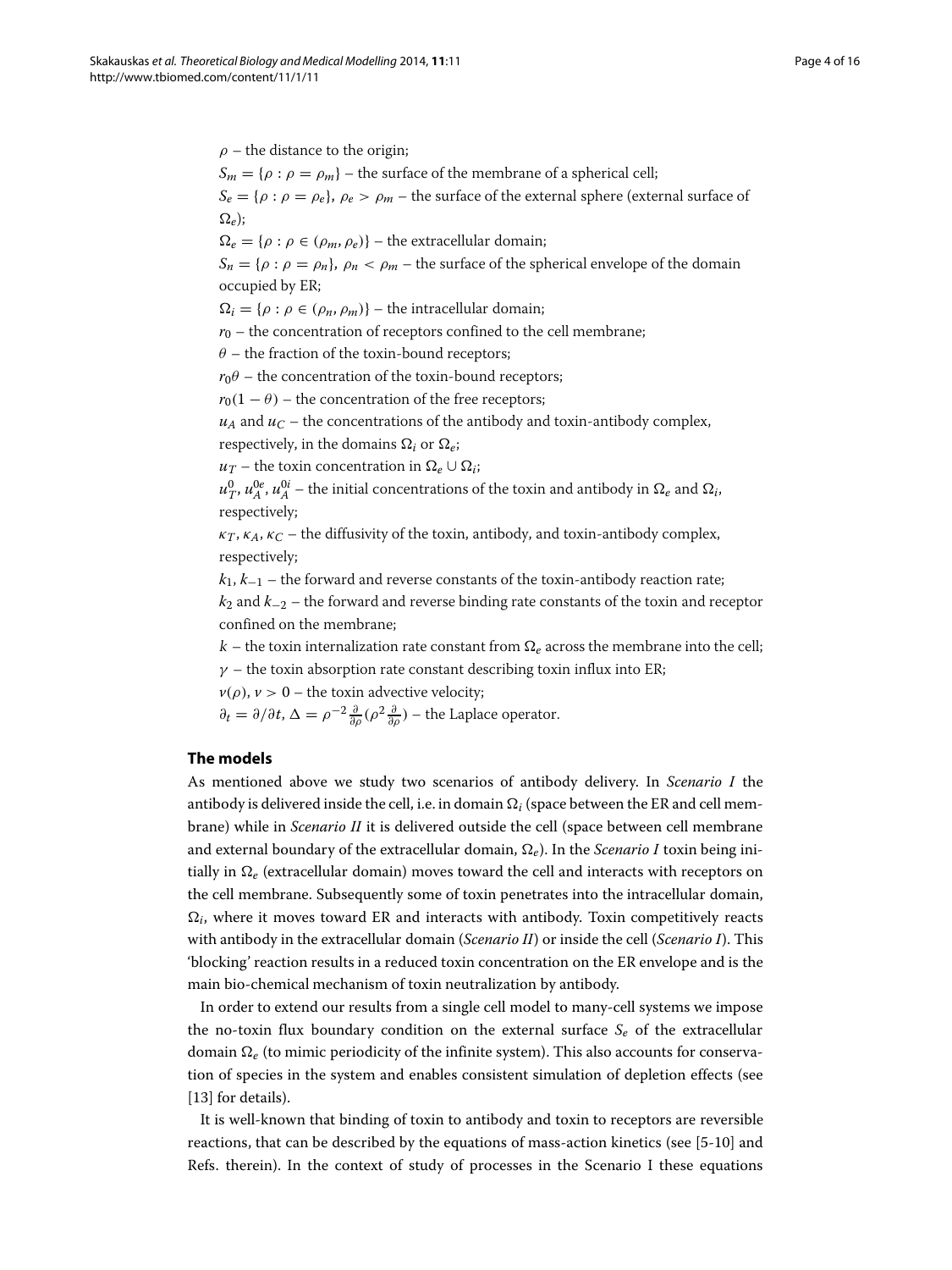$\rho$ – the distance to the origin;

$S_m = \{\rho : \rho = \rho_m\}$ – the surface of the membrane of a spherical cell;

$S_e = \{\rho : \rho = \rho_e\}$, $\rho_e > \rho_m$ – the surface of the external sphere (external surface of $\Omega_e$);

$\Omega_e = \{\rho : \rho \in (\rho_m, \rho_e)\}$ – the extracellular domain;

$S_n = \{\rho : \rho = \rho_n\}$, $\rho_n < \rho_m$ – the surface of the spherical envelope of the domain occupied by ER;

$\Omega_i = \{\rho : \rho \in (\rho_n, \rho_m)\}$ – the intracellular domain;

$r_0$ – the concentration of receptors confined to the cell membrane;

$\theta$ – the fraction of the toxin-bound receptors;

$r_0\theta$ – the concentration of the toxin-bound receptors;

$r_0(1-\theta)$ – the concentration of the free receptors;

$u_A$ and $u_C$ – the concentrations of the antibody and toxin-antibody complex, respectively, in the domains $\Omega_i$ or $\Omega_e$;

$u_T$ – the toxin concentration in $\Omega_e \cup \Omega_i$;

$u_T^0$, $u_A^{0e}$, $u_A^{0i}$ – the initial concentrations of the toxin and antibody in $\Omega_e$ and $\Omega_i$, respectively;

$\kappa_T$, $\kappa_A$, $\kappa_C$ – the diffusivity of the toxin, antibody, and toxin-antibody complex, respectively;

$k_1$, $k_{-1}$ – the forward and reverse constants of the toxin-antibody reaction rate;

$k_2$ and $k_{-2}$ – the forward and reverse binding rate constants of the toxin and receptor confined on the membrane;

$k$ – the toxin internalization rate constant from $\Omega_e$ across the membrane into the cell;

$\gamma$ – the toxin absorption rate constant describing toxin influx into ER;

$v(\rho)$, $v > 0$ – the toxin advective velocity;

$\partial_t = \partial/\partial t$, $\Delta = \rho^{-2}\frac{\partial}{\partial\rho}(\rho^2\frac{\partial}{\partial\rho})$ – the Laplace operator.

## The models

As mentioned above we study two scenarios of antibody delivery. In *Scenario I* the antibody is delivered inside the cell, i.e. in domain $\Omega_i$ (space between the ER and cell membrane) while in *Scenario II* it is delivered outside the cell (space between cell membrane and external boundary of the extracellular domain, $\Omega_e$). In the *Scenario I* toxin being initially in $\Omega_e$ (extracellular domain) moves toward the cell and interacts with receptors on the cell membrane. Subsequently some of toxin penetrates into the intracellular domain, $\Omega_i$, where it moves toward ER and interacts with antibody. Toxin competitively reacts with antibody in the extracellular domain (*Scenario II*) or inside the cell (*Scenario I*). This 'blocking' reaction results in a reduced toxin concentration on the ER envelope and is the main bio-chemical mechanism of toxin neutralization by antibody.

In order to extend our results from a single cell model to many-cell systems we impose the no-toxin flux boundary condition on the external surface $S_e$ of the extracellular domain $\Omega_e$ (to mimic periodicity of the infinite system). This also accounts for conservation of species in the system and enables consistent simulation of depletion effects (see [13] for details).

It is well-known that binding of toxin to antibody and toxin to receptors are reversible reactions, that can be described by the equations of mass-action kinetics (see [5-10] and Refs. therein). In the context of study of processes in the Scenario I these equations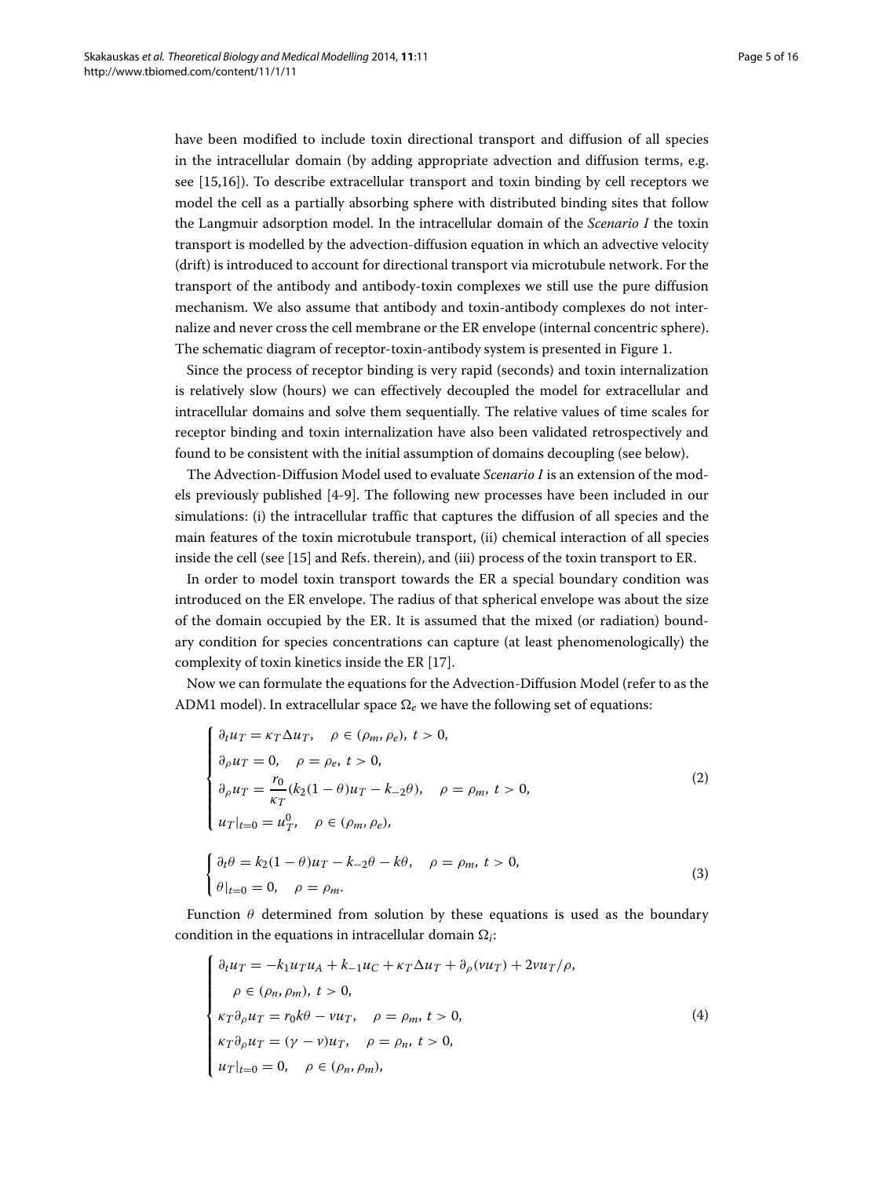have been modified to include toxin directional transport and diffusion of all species in the intracellular domain (by adding appropriate advection and diffusion terms, e.g. see [15,16]). To describe extracellular transport and toxin binding by cell receptors we model the cell as a partially absorbing sphere with distributed binding sites that follow the Langmuir adsorption model. In the intracellular domain of the *Scenario I* the toxin transport is modelled by the advection-diffusion equation in which an advective velocity (drift) is introduced to account for directional transport via microtubule network. For the transport of the antibody and antibody-toxin complexes we still use the pure diffusion mechanism. We also assume that antibody and toxin-antibody complexes do not internalize and never cross the cell membrane or the ER envelope (internal concentric sphere). The schematic diagram of receptor-toxin-antibody system is presented in Figure 1.

Since the process of receptor binding is very rapid (seconds) and toxin internalization is relatively slow (hours) we can effectively decoupled the model for extracellular and intracellular domains and solve them sequentially. The relative values of time scales for receptor binding and toxin internalization have also been validated retrospectively and found to be consistent with the initial assumption of domains decoupling (see below).

The Advection-Diffusion Model used to evaluate *Scenario I* is an extension of the models previously published [4-9]. The following new processes have been included in our simulations: (i) the intracellular traffic that captures the diffusion of all species and the main features of the toxin microtubule transport, (ii) chemical interaction of all species inside the cell (see [15] and Refs. therein), and (iii) process of the toxin transport to ER.

In order to model toxin transport towards the ER a special boundary condition was introduced on the ER envelope. The radius of that spherical envelope was about the size of the domain occupied by the ER. It is assumed that the mixed (or radiation) boundary condition for species concentrations can capture (at least phenomenologically) the complexity of toxin kinetics inside the ER [17].

Now we can formulate the equations for the Advection-Diffusion Model (refer to as the ADM1 model). In extracellular space $\Omega_e$ we have the following set of equations:

$$
\begin{cases}
\partial_t u_T = \kappa_T \Delta u_T, \quad \rho \in (\rho_m, \rho_e),\ t > 0, \\
\partial_\rho u_T = 0, \quad \rho = \rho_e,\ t > 0, \\
\partial_\rho u_T = \dfrac{r_0}{\kappa_T}(k_2(1-\theta)u_T - k_{-2}\theta), \quad \rho = \rho_m,\ t > 0, \\
u_T|_{t=0} = u_T^0, \quad \rho \in (\rho_m, \rho_e),
\end{cases}
\tag{2}
$$

$$
\begin{cases}
\partial_t \theta = k_2(1-\theta)u_T - k_{-2}\theta - k\theta, \quad \rho = \rho_m,\ t > 0, \\
\theta|_{t=0} = 0, \quad \rho = \rho_m.
\end{cases}
\tag{3}
$$

Function $\theta$ determined from solution by these equations is used as the boundary condition in the equations in intracellular domain $\Omega_i$:

$$
\begin{cases}
\partial_t u_T = -k_1 u_T u_A + k_{-1} u_C + \kappa_T \Delta u_T + \partial_\rho(\nu u_T) + 2\nu u_T/\rho, \\
\quad \rho \in (\rho_n, \rho_m),\ t > 0, \\
\kappa_T \partial_\rho u_T = r_0 k\theta - \nu u_T, \quad \rho = \rho_m,\ t > 0, \\
\kappa_T \partial_\rho u_T = (\gamma - \nu) u_T, \quad \rho = \rho_n,\ t > 0, \\
u_T|_{t=0} = 0, \quad \rho \in (\rho_n, \rho_m),
\end{cases}
\tag{4}
$$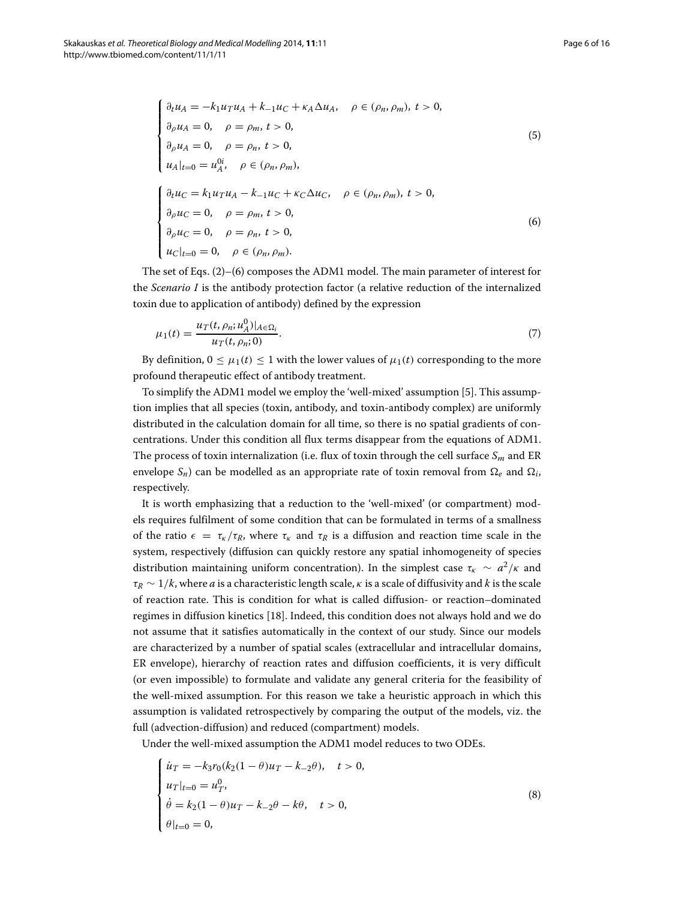$$
\begin{cases}
\partial_t u_A = -k_1 u_T u_A + k_{-1} u_C + \kappa_A \Delta u_A, \quad \rho \in (\rho_n, \rho_m),\ t > 0, \\
\partial_\rho u_A = 0, \quad \rho = \rho_m,\ t > 0, \\
\partial_\rho u_A = 0, \quad \rho = \rho_n,\ t > 0, \\
u_A|_{t=0} = u_A^{0i}, \quad \rho \in (\rho_n, \rho_m),
\end{cases}
\tag{5}
$$

$$
\begin{cases}
\partial_t u_C = k_1 u_T u_A - k_{-1} u_C + \kappa_C \Delta u_C, \quad \rho \in (\rho_n, \rho_m),\ t > 0, \\
\partial_\rho u_C = 0, \quad \rho = \rho_m,\ t > 0, \\
\partial_\rho u_C = 0, \quad \rho = \rho_n,\ t > 0, \\
u_C|_{t=0} = 0, \quad \rho \in (\rho_n, \rho_m).
\end{cases}
\tag{6}
$$

The set of Eqs. (2)–(6) composes the ADM1 model. The main parameter of interest for the *Scenario I* is the antibody protection factor (a relative reduction of the internalized toxin due to application of antibody) defined by the expression

$$
\mu_1(t) = \frac{u_T(t, \rho_n; u_A^0)|_{A \in \Omega_i}}{u_T(t, \rho_n; 0)}.
\tag{7}
$$

By definition, $0 \leq \mu_1(t) \leq 1$ with the lower values of $\mu_1(t)$ corresponding to the more profound therapeutic effect of antibody treatment.

To simplify the ADM1 model we employ the 'well-mixed' assumption [5]. This assumption implies that all species (toxin, antibody, and toxin-antibody complex) are uniformly distributed in the calculation domain for all time, so there is no spatial gradients of concentrations. Under this condition all flux terms disappear from the equations of ADM1. The process of toxin internalization (i.e. flux of toxin through the cell surface $S_m$ and ER envelope $S_n$) can be modelled as an appropriate rate of toxin removal from $\Omega_e$ and $\Omega_i$, respectively.

It is worth emphasizing that a reduction to the 'well-mixed' (or compartment) models requires fulfilment of some condition that can be formulated in terms of a smallness of the ratio $\epsilon = \tau_\kappa / \tau_R$, where $\tau_\kappa$ and $\tau_R$ is a diffusion and reaction time scale in the system, respectively (diffusion can quickly restore any spatial inhomogeneity of species distribution maintaining uniform concentration). In the simplest case $\tau_\kappa \sim a^2/\kappa$ and $\tau_R \sim 1/k$, where $a$ is a characteristic length scale, $\kappa$ is a scale of diffusivity and $k$ is the scale of reaction rate. This is condition for what is called diffusion- or reaction–dominated regimes in diffusion kinetics [18]. Indeed, this condition does not always hold and we do not assume that it satisfies automatically in the context of our study. Since our models are characterized by a number of spatial scales (extracellular and intracellular domains, ER envelope), hierarchy of reaction rates and diffusion coefficients, it is very difficult (or even impossible) to formulate and validate any general criteria for the feasibility of the well-mixed assumption. For this reason we take a heuristic approach in which this assumption is validated retrospectively by comparing the output of the models, viz. the full (advection-diffusion) and reduced (compartment) models.

Under the well-mixed assumption the ADM1 model reduces to two ODEs.

$$
\begin{cases}
\dot{u}_T = -k_3 r_0 (k_2 (1 - \theta) u_T - k_{-2} \theta), \quad t > 0, \\
u_T|_{t=0} = u_T^0, \\
\dot{\theta} = k_2 (1 - \theta) u_T - k_{-2} \theta - k\theta, \quad t > 0, \\
\theta|_{t=0} = 0,
\end{cases}
\tag{8}
$$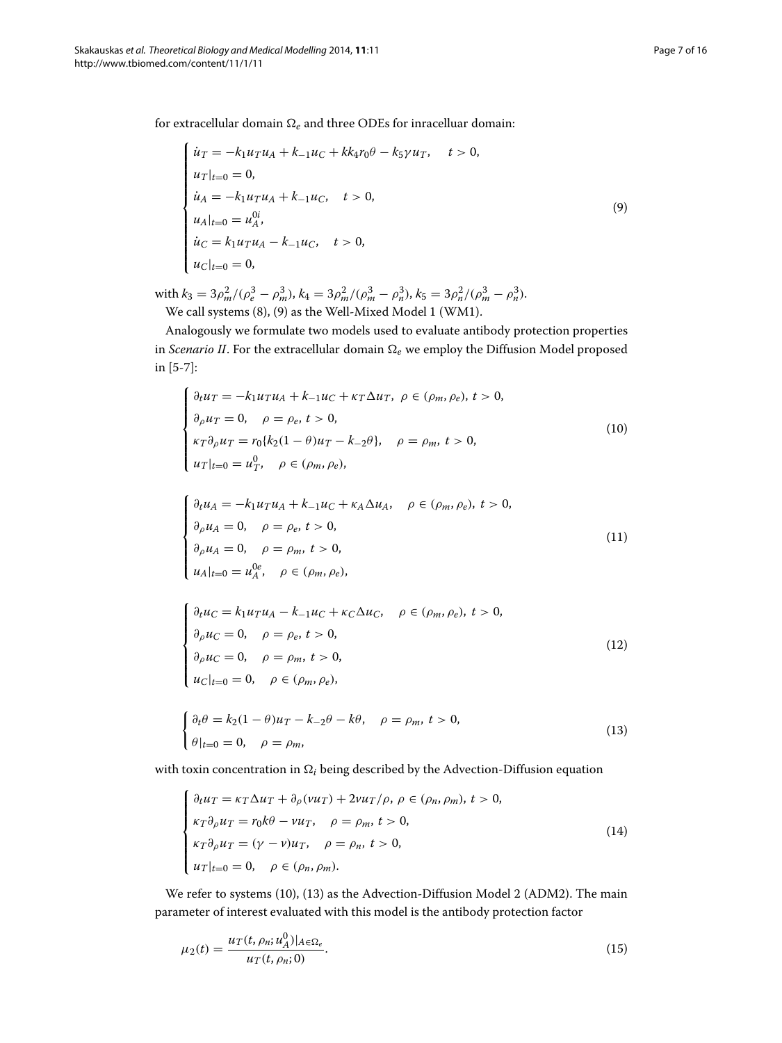for extracellular domain $\Omega_e$ and three ODEs for inracelluar domain:

$$
\begin{cases}
\dot{u}_T = -k_1 u_T u_A + k_{-1} u_C + k k_4 r_0 \theta - k_5 \gamma u_T, \quad t > 0, \\
u_T|_{t=0} = 0, \\
\dot{u}_A = -k_1 u_T u_A + k_{-1} u_C, \quad t > 0, \\
u_A|_{t=0} = u_A^{0i}, \\
\dot{u}_C = k_1 u_T u_A - k_{-1} u_C, \quad t > 0, \\
u_C|_{t=0} = 0,
\end{cases}
\tag{9}
$$

with $k_3 = 3\rho_m^2/(\rho_e^3 - \rho_m^3)$, $k_4 = 3\rho_m^2/(\rho_m^3 - \rho_n^3)$, $k_5 = 3\rho_n^2/(\rho_m^3 - \rho_n^3)$.

We call systems (8), (9) as the Well-Mixed Model 1 (WM1).

Analogously we formulate two models used to evaluate antibody protection properties in *Scenario II*. For the extracellular domain $\Omega_e$ we employ the Diffusion Model proposed in [5-7]:

$$
\begin{cases}
\partial_t u_T = -k_1 u_T u_A + k_{-1} u_C + \kappa_T \Delta u_T, \; \rho \in (\rho_m, \rho_e), \; t > 0, \\
\partial_\rho u_T = 0, \quad \rho = \rho_e, \; t > 0, \\
\kappa_T \partial_\rho u_T = r_0 \{ k_2 (1 - \theta) u_T - k_{-2} \theta \}, \quad \rho = \rho_m, \; t > 0, \\
u_T|_{t=0} = u_T^0, \quad \rho \in (\rho_m, \rho_e),
\end{cases}
\tag{10}
$$

$$
\begin{cases}
\partial_t u_A = -k_1 u_T u_A + k_{-1} u_C + \kappa_A \Delta u_A, \quad \rho \in (\rho_m, \rho_e), \; t > 0, \\
\partial_\rho u_A = 0, \quad \rho = \rho_e, \; t > 0, \\
\partial_\rho u_A = 0, \quad \rho = \rho_m, \; t > 0, \\
u_A|_{t=0} = u_A^{0e}, \quad \rho \in (\rho_m, \rho_e),
\end{cases}
\tag{11}
$$

$$
\begin{cases}
\partial_t u_C = k_1 u_T u_A - k_{-1} u_C + \kappa_C \Delta u_C, \quad \rho \in (\rho_m, \rho_e), \; t > 0, \\
\partial_\rho u_C = 0, \quad \rho = \rho_e, \; t > 0, \\
\partial_\rho u_C = 0, \quad \rho = \rho_m, \; t > 0, \\
u_C|_{t=0} = 0, \quad \rho \in (\rho_m, \rho_e),
\end{cases}
\tag{12}
$$

$$
\begin{cases}
\partial_t \theta = k_2 (1 - \theta) u_T - k_{-2} \theta - k \theta, \quad \rho = \rho_m, \; t > 0, \\
\theta|_{t=0} = 0, \quad \rho = \rho_m,
\end{cases}
\tag{13}
$$

with toxin concentration in $\Omega_i$ being described by the Advection-Diffusion equation

$$
\begin{cases}
\partial_t u_T = \kappa_T \Delta u_T + \partial_\rho (\nu u_T) + 2\nu u_T/\rho, \; \rho \in (\rho_n, \rho_m), \; t > 0, \\
\kappa_T \partial_\rho u_T = r_0 k \theta - \nu u_T, \quad \rho = \rho_m, \; t > 0, \\
\kappa_T \partial_\rho u_T = (\gamma - \nu) u_T, \quad \rho = \rho_n, \; t > 0, \\
u_T|_{t=0} = 0, \quad \rho \in (\rho_n, \rho_m).
\end{cases}
\tag{14}
$$

We refer to systems (10), (13) as the Advection-Diffusion Model 2 (ADM2). The main parameter of interest evaluated with this model is the antibody protection factor

$$
\mu_2(t) = \frac{u_T(t, \rho_n; u_A^0)|_{A \in \Omega_e}}{u_T(t, \rho_n; 0)}.
\tag{15}
$$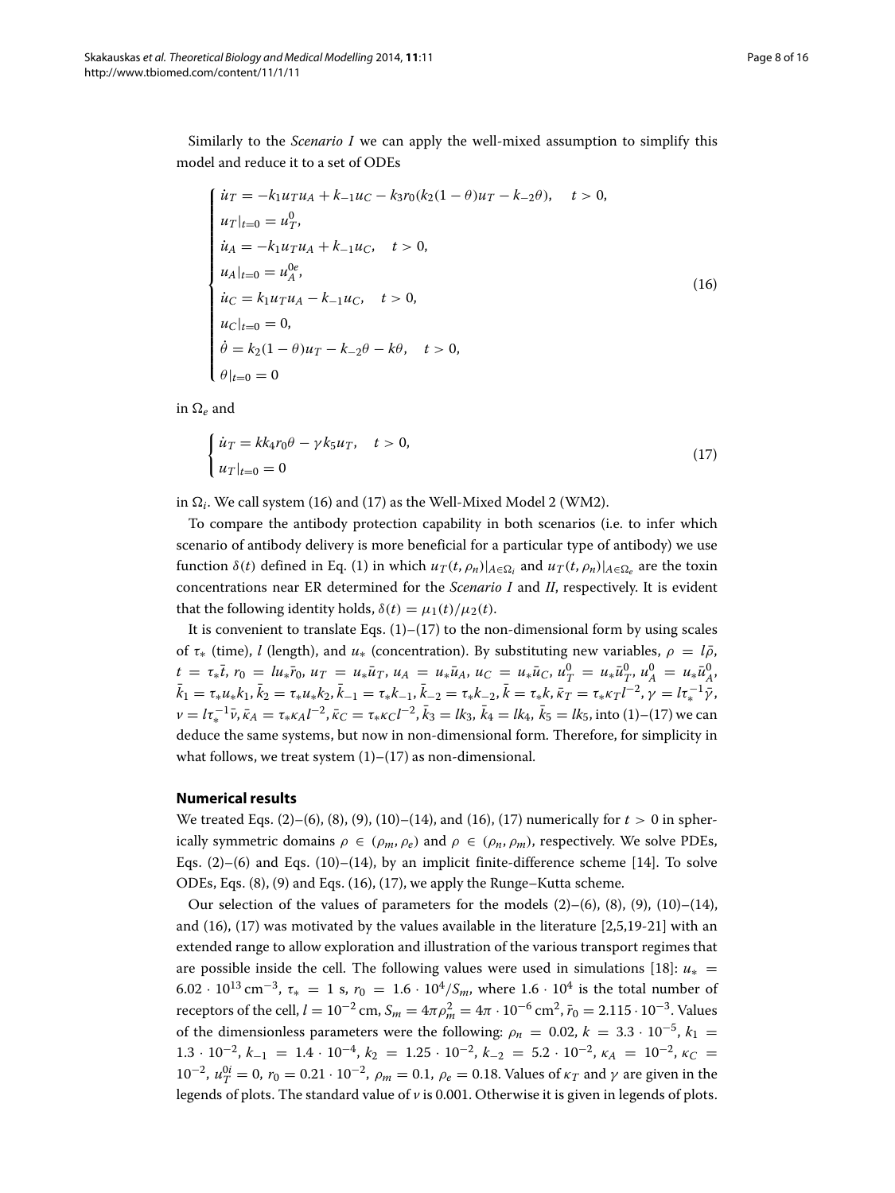Similarly to the *Scenario I* we can apply the well-mixed assumption to simplify this model and reduce it to a set of ODEs

$$
\begin{cases}
\dot{u}_T = -k_1 u_T u_A + k_{-1} u_C - k_3 r_0 (k_2 (1-\theta) u_T - k_{-2}\theta), \quad t > 0, \\
u_T|_{t=0} = u_T^0, \\
\dot{u}_A = -k_1 u_T u_A + k_{-1} u_C, \quad t > 0, \\
u_A|_{t=0} = u_A^{0e}, \\
\dot{u}_C = k_1 u_T u_A - k_{-1} u_C, \quad t > 0, \\
u_C|_{t=0} = 0, \\
\dot{\theta} = k_2 (1-\theta) u_T - k_{-2}\theta - k\theta, \quad t > 0, \\
\theta|_{t=0} = 0
\end{cases}
\tag{16}
$$

in $\Omega_e$ and

$$
\begin{cases}
\dot{u}_T = k k_4 r_0 \theta - \gamma k_5 u_T, \quad t > 0, \\
u_T|_{t=0} = 0
\end{cases}
\tag{17}
$$

in $\Omega_i$. We call system (16) and (17) as the Well-Mixed Model 2 (WM2).

To compare the antibody protection capability in both scenarios (i.e. to infer which scenario of antibody delivery is more beneficial for a particular type of antibody) we use function $\delta(t)$ defined in Eq. (1) in which $u_T(t, \rho_n)|_{A \in \Omega_i}$ and $u_T(t, \rho_n)|_{A \in \Omega_e}$ are the toxin concentrations near ER determined for the *Scenario I* and *II*, respectively. It is evident that the following identity holds, $\delta(t) = \mu_1(t)/\mu_2(t)$.

It is convenient to translate Eqs. (1)–(17) to the non-dimensional form by using scales of $\tau_*$ (time), $l$ (length), and $u_*$ (concentration). By substituting new variables, $\rho = l\bar{\rho}$, $t = \tau_* \bar{t}$, $r_0 = l u_* \bar{r}_0$, $u_T = u_* \bar{u}_T$, $u_A = u_* \bar{u}_A$, $u_C = u_* \bar{u}_C$, $u_T^0 = u_* \bar{u}_T^0$, $u_A^0 = u_* \bar{u}_A^0$, $\bar{k}_1 = \tau_* u_* k_1$, $\bar{k}_2 = \tau_* u_* k_2$, $\bar{k}_{-1} = \tau_* k_{-1}$, $\bar{k}_{-2} = \tau_* k_{-2}$, $\bar{k} = \tau_* k$, $\bar{\kappa}_T = \tau_* \kappa_T l^{-2}$, $\gamma = l \tau_*^{-1} \bar{\gamma}$, $\nu = l \tau_*^{-1} \bar{\nu}$, $\bar{\kappa}_A = \tau_* \kappa_A l^{-2}$, $\bar{\kappa}_C = \tau_* \kappa_C l^{-2}$, $\bar{k}_3 = l k_3$, $\bar{k}_4 = l k_4$, $\bar{k}_5 = l k_5$, into (1)–(17) we can deduce the same systems, but now in non-dimensional form. Therefore, for simplicity in what follows, we treat system (1)–(17) as non-dimensional.

## Numerical results

We treated Eqs. (2)–(6), (8), (9), (10)–(14), and (16), (17) numerically for $t > 0$ in spherically symmetric domains $\rho \in (\rho_m, \rho_e)$ and $\rho \in (\rho_n, \rho_m)$, respectively. We solve PDEs, Eqs. (2)–(6) and Eqs. (10)–(14), by an implicit finite-difference scheme [14]. To solve ODEs, Eqs. (8), (9) and Eqs. (16), (17), we apply the Runge–Kutta scheme.

Our selection of the values of parameters for the models (2)–(6), (8), (9), (10)–(14), and (16), (17) was motivated by the values available in the literature [2,5,19-21] with an extended range to allow exploration and illustration of the various transport regimes that are possible inside the cell. The following values were used in simulations [18]: $u_* = 6.02 \cdot 10^{13}\,\text{cm}^{-3}$, $\tau_* = 1$ s, $r_0 = 1.6 \cdot 10^4/S_m$, where $1.6 \cdot 10^4$ is the total number of receptors of the cell, $l = 10^{-2}$ cm, $S_m = 4\pi\rho_m^2 = 4\pi \cdot 10^{-6}\,\text{cm}^2$, $\bar{r}_0 = 2.115 \cdot 10^{-3}$. Values of the dimensionless parameters were the following: $\rho_n = 0.02$, $k = 3.3 \cdot 10^{-5}$, $k_1 = 1.3 \cdot 10^{-2}$, $k_{-1} = 1.4 \cdot 10^{-4}$, $k_2 = 1.25 \cdot 10^{-2}$, $k_{-2} = 5.2 \cdot 10^{-2}$, $\kappa_A = 10^{-2}$, $\kappa_C = 10^{-2}$, $u_T^{0i} = 0$, $r_0 = 0.21 \cdot 10^{-2}$, $\rho_m = 0.1$, $\rho_e = 0.18$. Values of $\kappa_T$ and $\gamma$ are given in the legends of plots. The standard value of $\nu$ is 0.001. Otherwise it is given in legends of plots.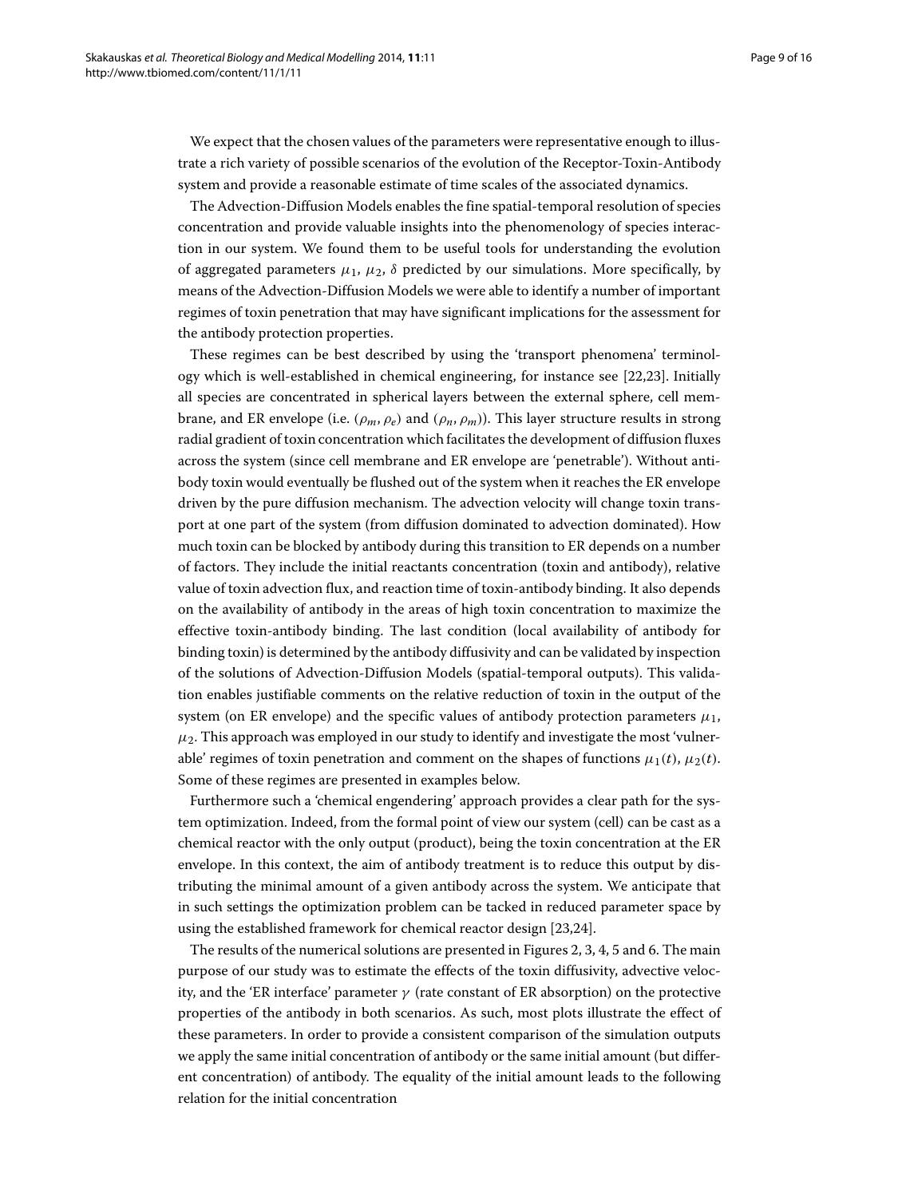We expect that the chosen values of the parameters were representative enough to illustrate a rich variety of possible scenarios of the evolution of the Receptor-Toxin-Antibody system and provide a reasonable estimate of time scales of the associated dynamics.

The Advection-Diffusion Models enables the fine spatial-temporal resolution of species concentration and provide valuable insights into the phenomenology of species interaction in our system. We found them to be useful tools for understanding the evolution of aggregated parameters $\mu_1$, $\mu_2$, $\delta$ predicted by our simulations. More specifically, by means of the Advection-Diffusion Models we were able to identify a number of important regimes of toxin penetration that may have significant implications for the assessment for the antibody protection properties.

These regimes can be best described by using the 'transport phenomena' terminology which is well-established in chemical engineering, for instance see [22,23]. Initially all species are concentrated in spherical layers between the external sphere, cell membrane, and ER envelope (i.e. $(\rho_m, \rho_e)$ and $(\rho_n, \rho_m)$). This layer structure results in strong radial gradient of toxin concentration which facilitates the development of diffusion fluxes across the system (since cell membrane and ER envelope are 'penetrable'). Without antibody toxin would eventually be flushed out of the system when it reaches the ER envelope driven by the pure diffusion mechanism. The advection velocity will change toxin transport at one part of the system (from diffusion dominated to advection dominated). How much toxin can be blocked by antibody during this transition to ER depends on a number of factors. They include the initial reactants concentration (toxin and antibody), relative value of toxin advection flux, and reaction time of toxin-antibody binding. It also depends on the availability of antibody in the areas of high toxin concentration to maximize the effective toxin-antibody binding. The last condition (local availability of antibody for binding toxin) is determined by the antibody diffusivity and can be validated by inspection of the solutions of Advection-Diffusion Models (spatial-temporal outputs). This validation enables justifiable comments on the relative reduction of toxin in the output of the system (on ER envelope) and the specific values of antibody protection parameters $\mu_1$, $\mu_2$. This approach was employed in our study to identify and investigate the most 'vulnerable' regimes of toxin penetration and comment on the shapes of functions $\mu_1(t)$, $\mu_2(t)$. Some of these regimes are presented in examples below.

Furthermore such a 'chemical engendering' approach provides a clear path for the system optimization. Indeed, from the formal point of view our system (cell) can be cast as a chemical reactor with the only output (product), being the toxin concentration at the ER envelope. In this context, the aim of antibody treatment is to reduce this output by distributing the minimal amount of a given antibody across the system. We anticipate that in such settings the optimization problem can be tacked in reduced parameter space by using the established framework for chemical reactor design [23,24].

The results of the numerical solutions are presented in Figures 2, 3, 4, 5 and 6. The main purpose of our study was to estimate the effects of the toxin diffusivity, advective velocity, and the 'ER interface' parameter $\gamma$ (rate constant of ER absorption) on the protective properties of the antibody in both scenarios. As such, most plots illustrate the effect of these parameters. In order to provide a consistent comparison of the simulation outputs we apply the same initial concentration of antibody or the same initial amount (but different concentration) of antibody. The equality of the initial amount leads to the following relation for the initial concentration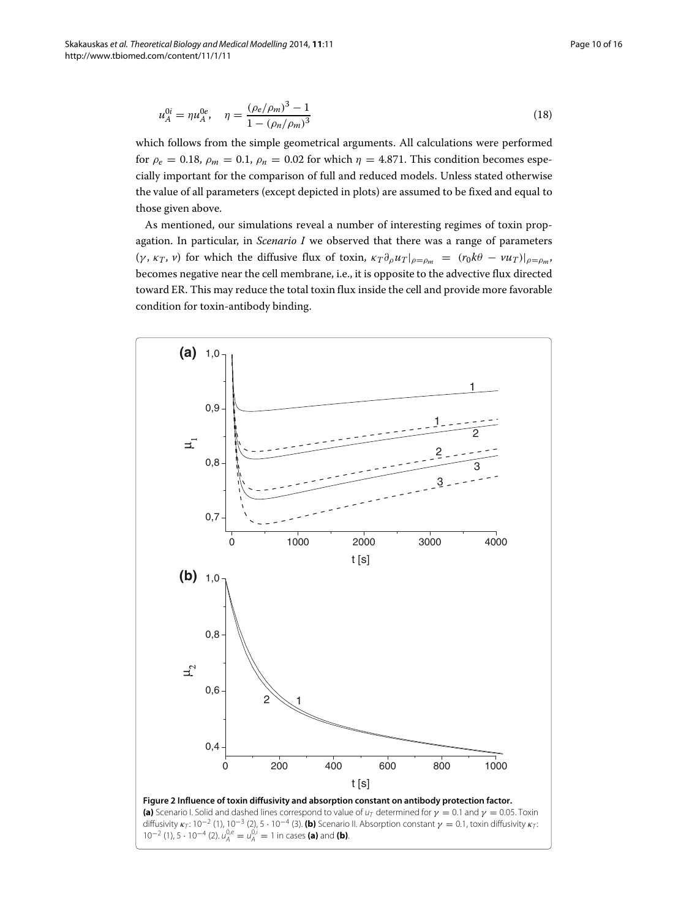$$u_A^{0i} = \eta u_A^{0e}, \quad \eta = \frac{(\rho_e/\rho_m)^3 - 1}{1 - (\rho_n/\rho_m)^3} \tag{18}$$

which follows from the simple geometrical arguments. All calculations were performed for $\rho_e = 0.18$, $\rho_m = 0.1$, $\rho_n = 0.02$ for which $\eta = 4.871$. This condition becomes especially important for the comparison of full and reduced models. Unless stated otherwise the value of all parameters (except depicted in plots) are assumed to be fixed and equal to those given above.

As mentioned, our simulations reveal a number of interesting regimes of toxin propagation. In particular, in *Scenario I* we observed that there was a range of parameters ($\gamma$, $\kappa_T$, $\nu$) for which the diffusive flux of toxin, $\kappa_T \partial_\rho u_T|_{\rho=\rho_m} = (r_0 k\theta - \nu u_T)|_{\rho=\rho_m}$, becomes negative near the cell membrane, i.e., it is opposite to the advective flux directed toward ER. This may reduce the total toxin flux inside the cell and provide more favorable condition for toxin-antibody binding.

**Figure 2 Influence of toxin diffusivity and absorption constant on antibody protection factor.** **(a)** Scenario I. Solid and dashed lines correspond to value of $u_T$ determined for $\gamma = 0.1$ and $\gamma = 0.05$. Toxin diffusivity $\kappa_T$: $10^{-2}$ (1), $10^{-3}$ (2), $5 \cdot 10^{-4}$ (3). **(b)** Scenario II. Absorption constant $\gamma = 0.1$, toxin diffusivity $\kappa_T$: $10^{-2}$ (1), $5 \cdot 10^{-4}$ (2). $u_A^{0,e} = u_A^{0,i} = 1$ in cases **(a)** and **(b)**.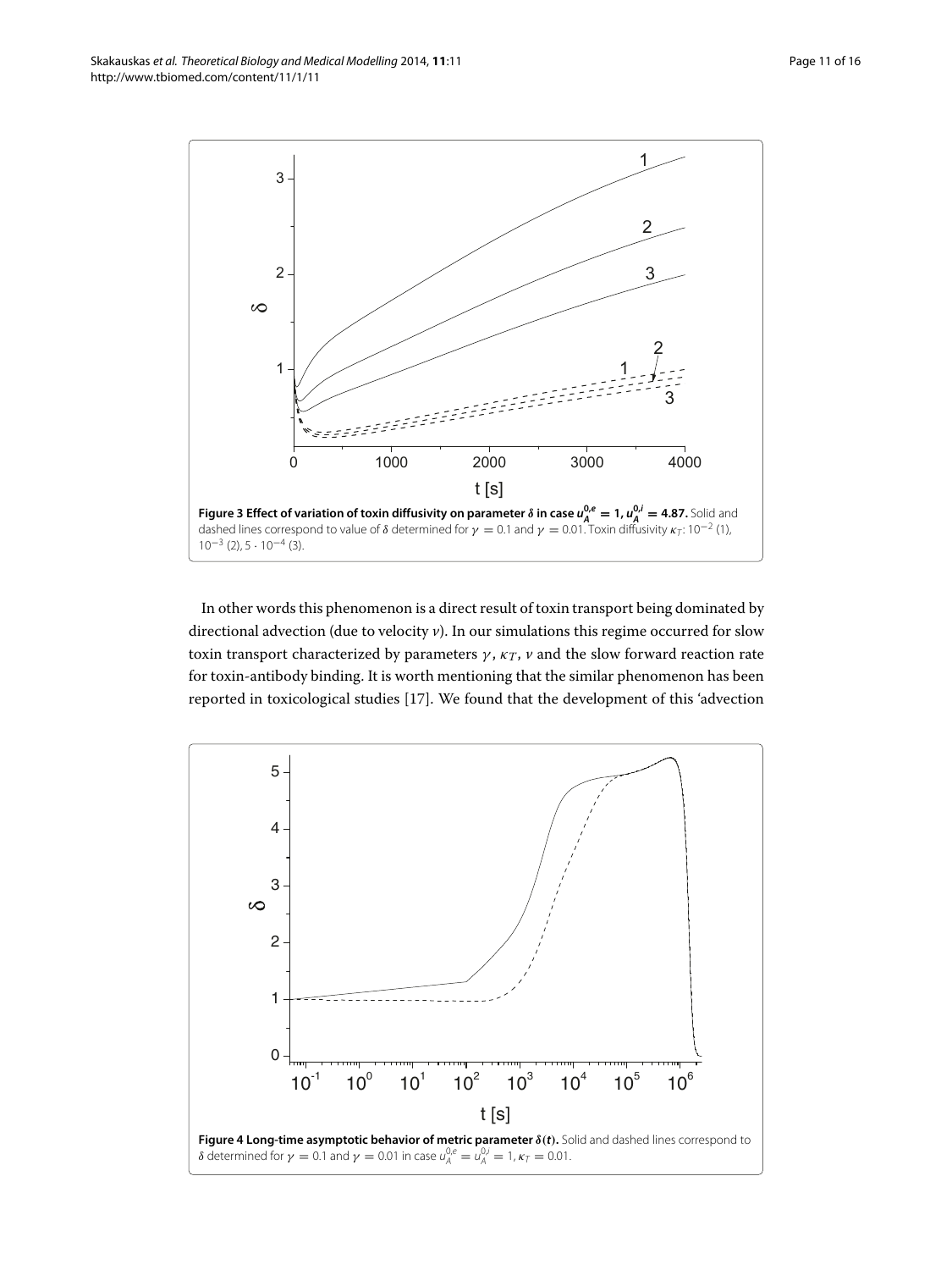**Figure 3 Effect of variation of toxin diffusivity on parameter $\delta$ in case $u_A^{0,e} = 1, u_A^{0,i} = 4.87$.** Solid and dashed lines correspond to value of $\delta$ determined for $\gamma = 0.1$ and $\gamma = 0.01$. Toxin diffusivity $\kappa_T$: $10^{-2}$ (1), $10^{-3}$ (2), $5 \cdot 10^{-4}$ (3).

In other words this phenomenon is a direct result of toxin transport being dominated by directional advection (due to velocity $v$). In our simulations this regime occurred for slow toxin transport characterized by parameters $\gamma$, $\kappa_T$, $v$ and the slow forward reaction rate for toxin-antibody binding. It is worth mentioning that the similar phenomenon has been reported in toxicological studies [17]. We found that the development of this 'advection

**Figure 4 Long-time asymptotic behavior of metric parameter $\delta(t)$.** Solid and dashed lines correspond to $\delta$ determined for $\gamma = 0.1$ and $\gamma = 0.01$ in case $u_A^{0,e} = u_A^{0,i} = 1$, $\kappa_T = 0.01$.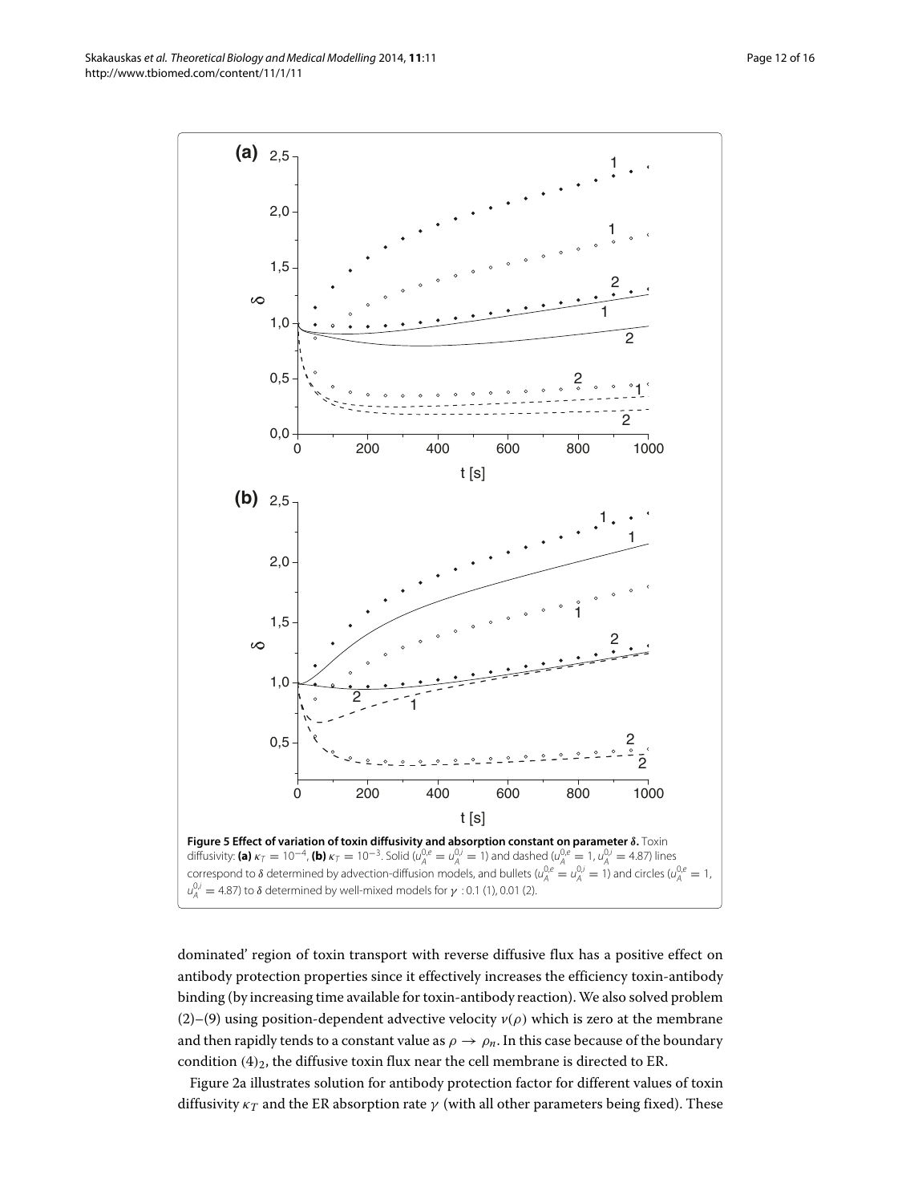**Figure 5 Effect of variation of toxin diffusivity and absorption constant on parameter $\delta$.** Toxin diffusivity: **(a)** $\kappa_T = 10^{-4}$, **(b)** $\kappa_T = 10^{-3}$. Solid ($u_A^{0,e} = u_A^{0,i} = 1$) and dashed ($u_A^{0,e} = 1$, $u_A^{0,i} = 4.87$) lines correspond to $\delta$ determined by advection-diffusion models, and bullets ($u_A^{0,e} = u_A^{0,i} = 1$) and circles ($u_A^{0,e} = 1$, $u_A^{0,i} = 4.87$) to $\delta$ determined by well-mixed models for $\gamma$ : 0.1 (1), 0.01 (2).

dominated' region of toxin transport with reverse diffusive flux has a positive effect on antibody protection properties since it effectively increases the efficiency toxin-antibody binding (by increasing time available for toxin-antibody reaction). We also solved problem (2)–(9) using position-dependent advective velocity $v(\rho)$ which is zero at the membrane and then rapidly tends to a constant value as $\rho \to \rho_n$. In this case because of the boundary condition $(4)_2$, the diffusive toxin flux near the cell membrane is directed to ER.

Figure 2a illustrates solution for antibody protection factor for different values of toxin diffusivity $\kappa_T$ and the ER absorption rate $\gamma$ (with all other parameters being fixed). These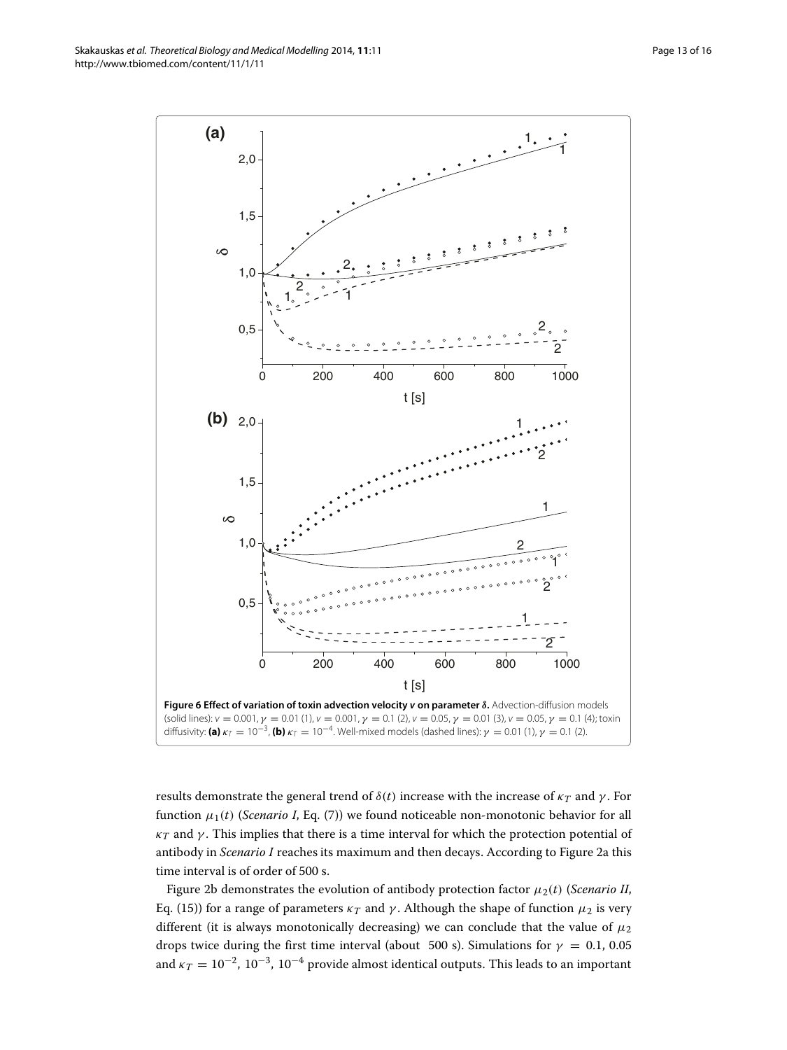**Figure 6 Effect of variation of toxin advection velocity *v* on parameter *δ*.** Advection-diffusion models (solid lines): $v = 0.001, \gamma = 0.01$ (1), $v = 0.001, \gamma = 0.1$ (2), $v = 0.05, \gamma = 0.01$ (3), $v = 0.05, \gamma = 0.1$ (4); toxin diffusivity: **(a)** $\kappa_T = 10^{-3}$, **(b)** $\kappa_T = 10^{-4}$. Well-mixed models (dashed lines): $\gamma = 0.01$ (1), $\gamma = 0.1$ (2).

results demonstrate the general trend of $\delta(t)$ increase with the increase of $\kappa_T$ and $\gamma$. For function $\mu_1(t)$ (*Scenario I*, Eq. (7)) we found noticeable non-monotonic behavior for all $\kappa_T$ and $\gamma$. This implies that there is a time interval for which the protection potential of antibody in *Scenario I* reaches its maximum and then decays. According to Figure 2a this time interval is of order of 500 s.

Figure 2b demonstrates the evolution of antibody protection factor $\mu_2(t)$ (*Scenario II*, Eq. (15)) for a range of parameters $\kappa_T$ and $\gamma$. Although the shape of function $\mu_2$ is very different (it is always monotonically decreasing) we can conclude that the value of $\mu_2$ drops twice during the first time interval (about 500 s). Simulations for $\gamma = 0.1$, 0.05 and $\kappa_T = 10^{-2}$, $10^{-3}$, $10^{-4}$ provide almost identical outputs. This leads to an important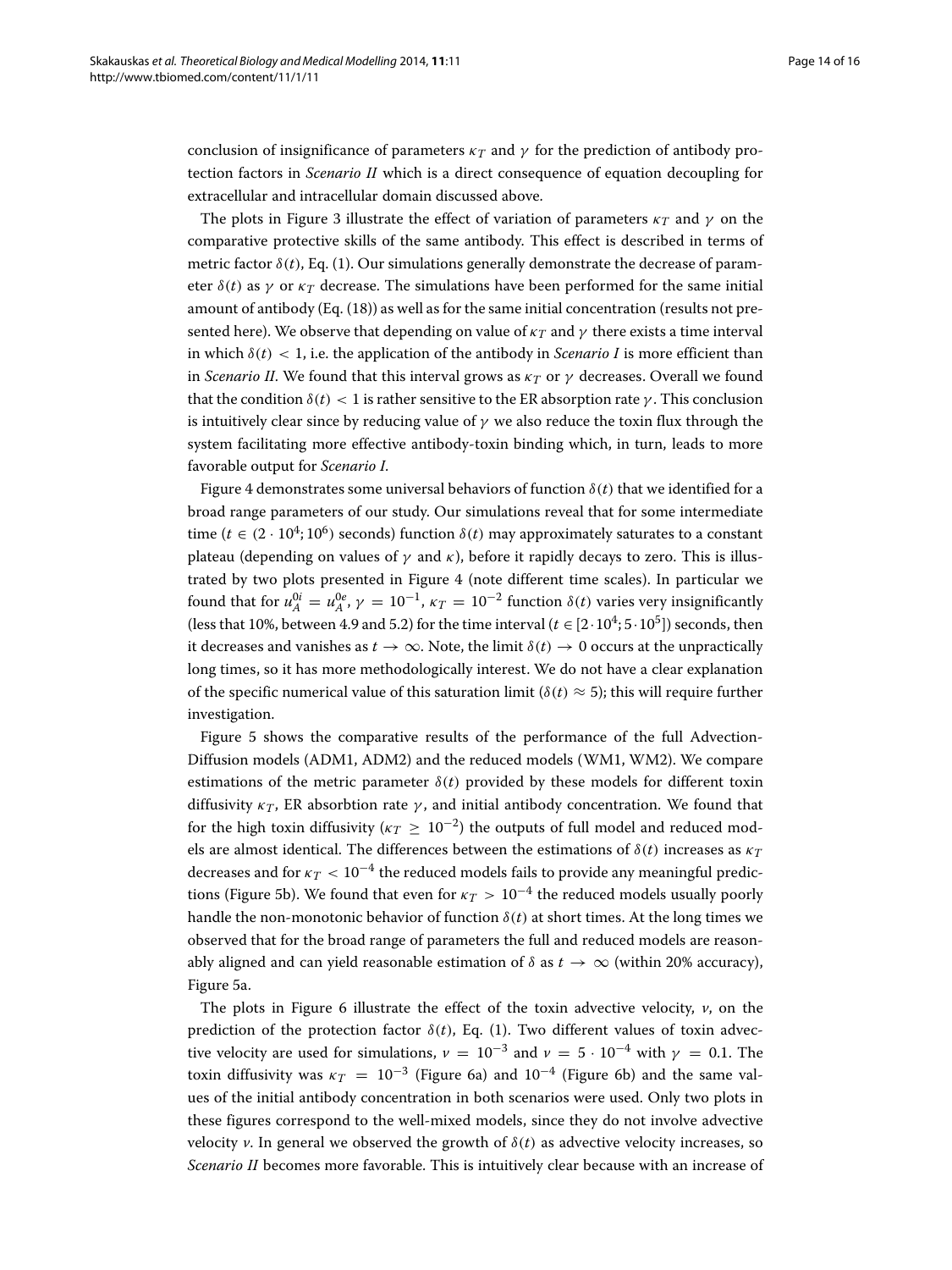conclusion of insignificance of parameters $\kappa_T$ and $\gamma$ for the prediction of antibody protection factors in *Scenario II* which is a direct consequence of equation decoupling for extracellular and intracellular domain discussed above.

The plots in Figure 3 illustrate the effect of variation of parameters $\kappa_T$ and $\gamma$ on the comparative protective skills of the same antibody. This effect is described in terms of metric factor $\delta(t)$, Eq. (1). Our simulations generally demonstrate the decrease of parameter $\delta(t)$ as $\gamma$ or $\kappa_T$ decrease. The simulations have been performed for the same initial amount of antibody (Eq. (18)) as well as for the same initial concentration (results not presented here). We observe that depending on value of $\kappa_T$ and $\gamma$ there exists a time interval in which $\delta(t) < 1$, i.e. the application of the antibody in *Scenario I* is more efficient than in *Scenario II*. We found that this interval grows as $\kappa_T$ or $\gamma$ decreases. Overall we found that the condition $\delta(t) < 1$ is rather sensitive to the ER absorption rate $\gamma$. This conclusion is intuitively clear since by reducing value of $\gamma$ we also reduce the toxin flux through the system facilitating more effective antibody-toxin binding which, in turn, leads to more favorable output for *Scenario I*.

Figure 4 demonstrates some universal behaviors of function $\delta(t)$ that we identified for a broad range parameters of our study. Our simulations reveal that for some intermediate time ($t \in (2 \cdot 10^4; 10^6)$ seconds) function $\delta(t)$ may approximately saturates to a constant plateau (depending on values of $\gamma$ and $\kappa$), before it rapidly decays to zero. This is illustrated by two plots presented in Figure 4 (note different time scales). In particular we found that for $u_A^{0i} = u_A^{0e}$, $\gamma = 10^{-1}$, $\kappa_T = 10^{-2}$ function $\delta(t)$ varies very insignificantly (less that 10%, between 4.9 and 5.2) for the time interval ($t \in [2 \cdot 10^4; 5 \cdot 10^5]$) seconds, then it decreases and vanishes as $t \to \infty$. Note, the limit $\delta(t) \to 0$ occurs at the unpractically long times, so it has more methodologically interest. We do not have a clear explanation of the specific numerical value of this saturation limit ($\delta(t) \approx 5$); this will require further investigation.

Figure 5 shows the comparative results of the performance of the full Advection-Diffusion models (ADM1, ADM2) and the reduced models (WM1, WM2). We compare estimations of the metric parameter $\delta(t)$ provided by these models for different toxin diffusivity $\kappa_T$, ER absorbtion rate $\gamma$, and initial antibody concentration. We found that for the high toxin diffusivity ($\kappa_T \geq 10^{-2}$) the outputs of full model and reduced models are almost identical. The differences between the estimations of $\delta(t)$ increases as $\kappa_T$ decreases and for $\kappa_T < 10^{-4}$ the reduced models fails to provide any meaningful predictions (Figure 5b). We found that even for $\kappa_T > 10^{-4}$ the reduced models usually poorly handle the non-monotonic behavior of function $\delta(t)$ at short times. At the long times we observed that for the broad range of parameters the full and reduced models are reasonably aligned and can yield reasonable estimation of $\delta$ as $t \to \infty$ (within 20% accuracy), Figure 5a.

The plots in Figure 6 illustrate the effect of the toxin advective velocity, $v$, on the prediction of the protection factor $\delta(t)$, Eq. (1). Two different values of toxin advective velocity are used for simulations, $v = 10^{-3}$ and $v = 5 \cdot 10^{-4}$ with $\gamma = 0.1$. The toxin diffusivity was $\kappa_T = 10^{-3}$ (Figure 6a) and $10^{-4}$ (Figure 6b) and the same values of the initial antibody concentration in both scenarios were used. Only two plots in these figures correspond to the well-mixed models, since they do not involve advective velocity $v$. In general we observed the growth of $\delta(t)$ as advective velocity increases, so *Scenario II* becomes more favorable. This is intuitively clear because with an increase of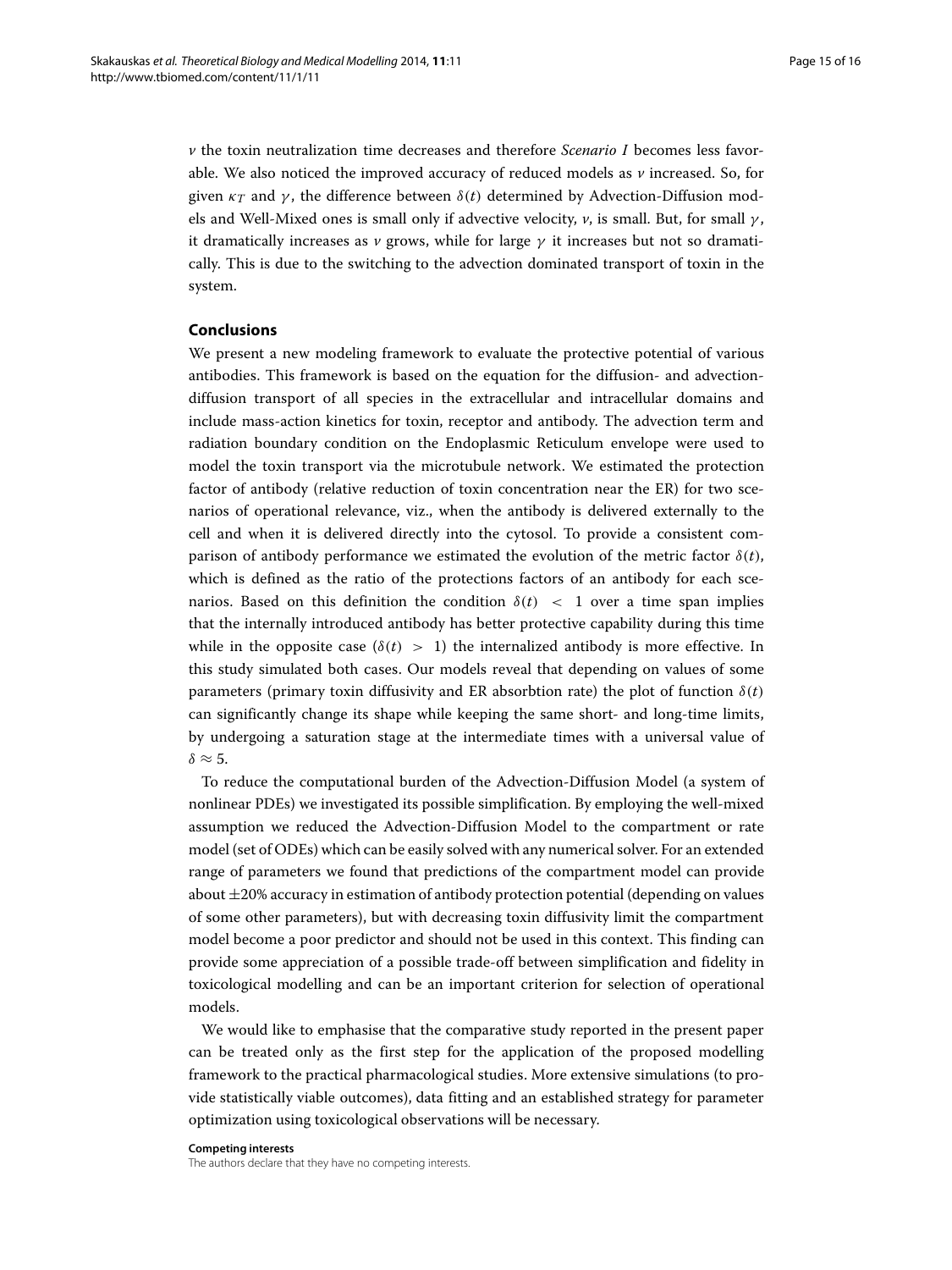$v$ the toxin neutralization time decreases and therefore *Scenario I* becomes less favorable. We also noticed the improved accuracy of reduced models as $v$ increased. So, for given $\kappa_T$ and $\gamma$, the difference between $\delta(t)$ determined by Advection-Diffusion models and Well-Mixed ones is small only if advective velocity, $v$, is small. But, for small $\gamma$, it dramatically increases as $v$ grows, while for large $\gamma$ it increases but not so dramatically. This is due to the switching to the advection dominated transport of toxin in the system.

## Conclusions

We present a new modeling framework to evaluate the protective potential of various antibodies. This framework is based on the equation for the diffusion- and advection-diffusion transport of all species in the extracellular and intracellular domains and include mass-action kinetics for toxin, receptor and antibody. The advection term and radiation boundary condition on the Endoplasmic Reticulum envelope were used to model the toxin transport via the microtubule network. We estimated the protection factor of antibody (relative reduction of toxin concentration near the ER) for two scenarios of operational relevance, viz., when the antibody is delivered externally to the cell and when it is delivered directly into the cytosol. To provide a consistent comparison of antibody performance we estimated the evolution of the metric factor $\delta(t)$, which is defined as the ratio of the protections factors of an antibody for each scenarios. Based on this definition the condition $\delta(t) < 1$ over a time span implies that the internally introduced antibody has better protective capability during this time while in the opposite case ($\delta(t) > 1$) the internalized antibody is more effective. In this study simulated both cases. Our models reveal that depending on values of some parameters (primary toxin diffusivity and ER absorbtion rate) the plot of function $\delta(t)$ can significantly change its shape while keeping the same short- and long-time limits, by undergoing a saturation stage at the intermediate times with a universal value of $\delta \approx 5$.

To reduce the computational burden of the Advection-Diffusion Model (a system of nonlinear PDEs) we investigated its possible simplification. By employing the well-mixed assumption we reduced the Advection-Diffusion Model to the compartment or rate model (set of ODEs) which can be easily solved with any numerical solver. For an extended range of parameters we found that predictions of the compartment model can provide about $\pm 20\%$ accuracy in estimation of antibody protection potential (depending on values of some other parameters), but with decreasing toxin diffusivity limit the compartment model become a poor predictor and should not be used in this context. This finding can provide some appreciation of a possible trade-off between simplification and fidelity in toxicological modelling and can be an important criterion for selection of operational models.

We would like to emphasise that the comparative study reported in the present paper can be treated only as the first step for the application of the proposed modelling framework to the practical pharmacological studies. More extensive simulations (to provide statistically viable outcomes), data fitting and an established strategy for parameter optimization using toxicological observations will be necessary.

#### Competing interests

The authors declare that they have no competing interests.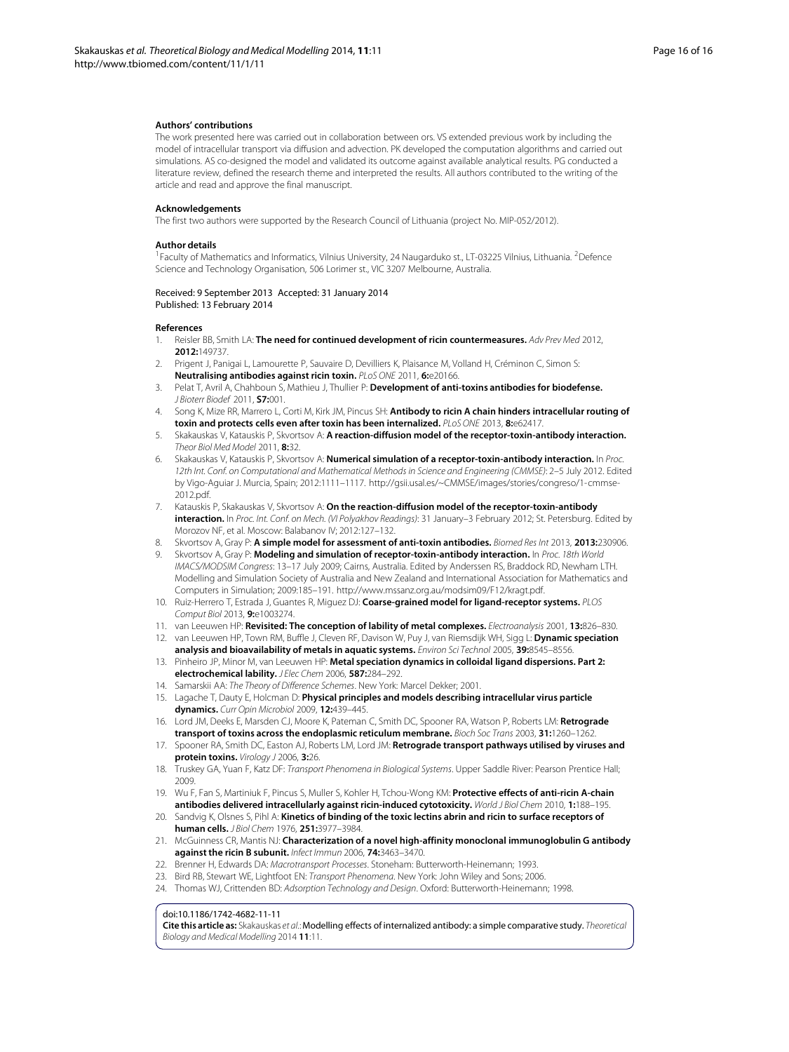#### Authors' contributions

The work presented here was carried out in collaboration between ors. VS extended previous work by including the model of intracellular transport via diffusion and advection. PK developed the computation algorithms and carried out simulations. AS co-designed the model and validated its outcome against available analytical results. PG conducted a literature review, defined the research theme and interpreted the results. All authors contributed to the writing of the article and read and approve the final manuscript.

#### Acknowledgements

The first two authors were supported by the Research Council of Lithuania (project No. MIP-052/2012).

#### Author details

[1]Faculty of Mathematics and Informatics, Vilnius University, 24 Naugarduko st., LT-03225 Vilnius, Lithuania. [2]Defence Science and Technology Organisation, 506 Lorimer st., VIC 3207 Melbourne, Australia.

Received: 9 September 2013 Accepted: 31 January 2014
Published: 13 February 2014

#### References

1. Reisler BB, Smith LA: **The need for continued development of ricin countermeasures.** *Adv Prev Med* 2012, **2012:**149737.
2. Prigent J, Panigai L, Lamourette P, Sauvaire D, Devilliers K, Plaisance M, Volland H, Créminon C, Simon S: **Neutralising antibodies against ricin toxin.** *PLoS ONE* 2011, **6:**e20166.
3. Pelat T, Avril A, Chahboun S, Mathieu J, Thullier P: **Development of anti-toxins antibodies for biodefense.** *J Bioterr Biodef* 2011, **S7:**001.
4. Song K, Mize RR, Marrero L, Corti M, Kirk JM, Pincus SH: **Antibody to ricin A chain hinders intracellular routing of toxin and protects cells even after toxin has been internalized.** *PLoS ONE* 2013, **8:**e62417.
5. Skakauskas V, Katauskis P, Skvortsov A: **A reaction-diffusion model of the receptor-toxin-antibody interaction.** *Theor Biol Med Model* 2011, **8:**32.
6. Skakauskas V, Katauskis P, Skvortsov A: **Numerical simulation of a receptor-toxin-antibody interaction.** In *Proc. 12th Int. Conf. on Computational and Mathematical Methods in Science and Engineering (CMMSE)*: 2–5 July 2012. Edited by Vigo-Aguiar J. Murcia, Spain; 2012:1111–1117. http://gsii.usal.es/~CMMSE/images/stories/congreso/1-cmmse-2012.pdf.
7. Katauskis P, Skakauskas V, Skvortsov A: **On the reaction-diffusion model of the receptor-toxin-antibody interaction.** In *Proc. Int. Conf. on Mech. (VI Polyakhov Readings)*: 31 January–3 February 2012; St. Petersburg. Edited by Morozov NF, et al. Moscow: Balabanov IV; 2012:127–132.
8. Skvortsov A, Gray P: **A simple model for assessment of anti-toxin antibodies.** *Biomed Res Int* 2013, **2013:**230906.
9. Skvortsov A, Gray P: **Modeling and simulation of receptor-toxin-antibody interaction.** In *Proc. 18th World IMACS/MODSIM Congress*: 13–17 July 2009; Cairns, Australia. Edited by Anderssen RS, Braddock RD, Newham LTH. Modelling and Simulation Society of Australia and New Zealand and International Association for Mathematics and Computers in Simulation; 2009:185–191. http://www.mssanz.org.au/modsim09/F12/kragt.pdf.
10. Ruiz-Herrero T, Estrada J, Guantes R, Miguez DJ: **Coarse-grained model for ligand-receptor systems.** *PLOS Comput Biol* 2013, **9:**e1003274.
11. van Leeuwen HP: **Revisited: The conception of lability of metal complexes.** *Electroanalysis* 2001, **13:**826–830.
12. van Leeuwen HP, Town RM, Buffle J, Cleven RF, Davison W, Puy J, van Riemsdijk WH, Sigg L: **Dynamic speciation analysis and bioavailability of metals in aquatic systems.** *Environ Sci Technol* 2005, **39:**8545–8556.
13. Pinheiro JP, Minor M, van Leeuwen HP: **Metal speciation dynamics in colloidal ligand dispersions. Part 2: electrochemical lability.** *J Elec Chem* 2006, **587:**284–292.
14. Samarskii AA: *The Theory of Difference Schemes*. New York: Marcel Dekker; 2001.
15. Lagache T, Dauty E, Holcman D: **Physical principles and models describing intracellular virus particle dynamics.** *Curr Opin Microbiol* 2009, **12:**439–445.
16. Lord JM, Deeks E, Marsden CJ, Moore K, Pateman C, Smith DC, Spooner RA, Watson P, Roberts LM: **Retrograde transport of toxins across the endoplasmic reticulum membrane.** *Bioch Soc Trans* 2003, **31:**1260–1262.
17. Spooner RA, Smith DC, Easton AJ, Roberts LM, Lord JM: **Retrograde transport pathways utilised by viruses and protein toxins.** *Virology J* 2006, **3:**26.
18. Truskey GA, Yuan F, Katz DF: *Transport Phenomena in Biological Systems*. Upper Saddle River: Pearson Prentice Hall; 2009.
19. Wu F, Fan S, Martiniuk F, Pincus S, Muller S, Kohler H, Tchou-Wong KM: **Protective effects of anti-ricin A-chain antibodies delivered intracellularly against ricin-induced cytotoxicity.** *World J Biol Chem* 2010, **1:**188–195.
20. Sandvig K, Olsnes S, Pihl A: **Kinetics of binding of the toxic lectins abrin and ricin to surface receptors of human cells.** *J Biol Chem* 1976, **251:**3977–3984.
21. McGuinness CR, Mantis NJ: **Characterization of a novel high-affinity monoclonal immunoglobulin G antibody against the ricin B subunit.** *Infect Immun* 2006, **74:**3463–3470.
22. Brenner H, Edwards DA: *Macrotransport Processes*. Stoneham: Butterworth-Heinemann; 1993.
23. Bird RB, Stewart WE, Lightfoot EN: *Transport Phenomena*. New York: John Wiley and Sons; 2006.
24. Thomas WJ, Crittenden BD: *Adsorption Technology and Design*. Oxford: Butterworth-Heinemann; 1998.

doi:10.1186/1742-4682-11-11

**Cite this article as:** Skakauskas *et al.*: Modelling effects of internalized antibody: a simple comparative study. *Theoretical Biology and Medical Modelling* 2014 **11**:11.